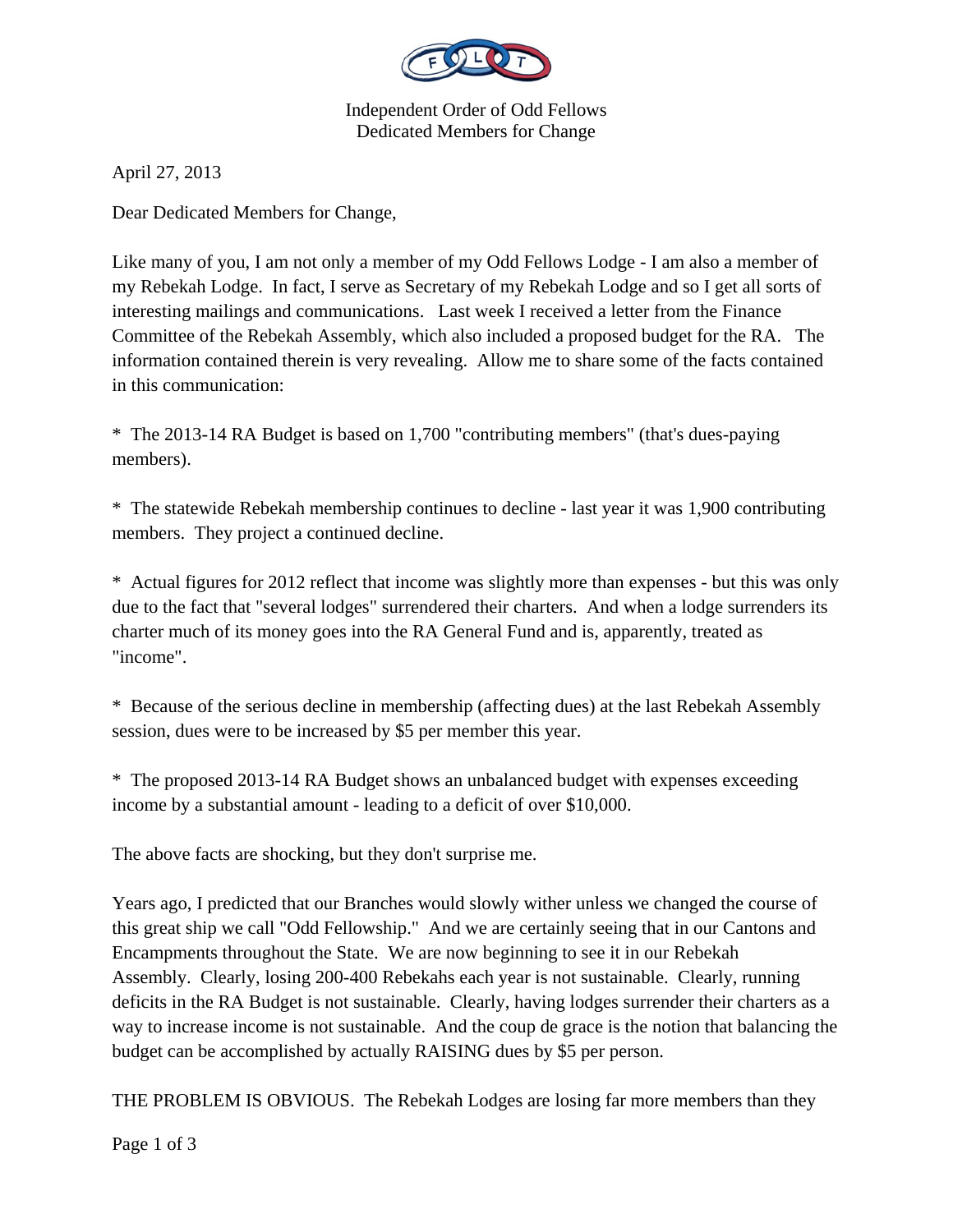Independent Order of Odd Fellows
Dedicated Members for Change

April 27, 2013

Dear Dedicated Members for Change,

Like many of you, I am not only a member of my Odd Fellows Lodge - I am also a member of my Rebekah Lodge. In fact, I serve as Secretary of my Rebekah Lodge and so I get all sorts of interesting mailings and communications. Last week I received a letter from the Finance Committee of the Rebekah Assembly, which also included a proposed budget for the RA. The information contained therein is very revealing. Allow me to share some of the facts contained in this communication:

* The 2013-14 RA Budget is based on 1,700 "contributing members" (that's dues-paying members).

* The statewide Rebekah membership continues to decline - last year it was 1,900 contributing members. They project a continued decline.

* Actual figures for 2012 reflect that income was slightly more than expenses - but this was only due to the fact that "several lodges" surrendered their charters. And when a lodge surrenders its charter much of its money goes into the RA General Fund and is, apparently, treated as "income".

* Because of the serious decline in membership (affecting dues) at the last Rebekah Assembly session, dues were to be increased by $5 per member this year.

* The proposed 2013-14 RA Budget shows an unbalanced budget with expenses exceeding income by a substantial amount - leading to a deficit of over $10,000.

The above facts are shocking, but they don't surprise me.

Years ago, I predicted that our Branches would slowly wither unless we changed the course of this great ship we call "Odd Fellowship." And we are certainly seeing that in our Cantons and Encampments throughout the State. We are now beginning to see it in our Rebekah Assembly. Clearly, losing 200-400 Rebekahs each year is not sustainable. Clearly, running deficits in the RA Budget is not sustainable. Clearly, having lodges surrender their charters as a way to increase income is not sustainable. And the coup de grace is the notion that balancing the budget can be accomplished by actually RAISING dues by $5 per person.

THE PROBLEM IS OBVIOUS. The Rebekah Lodges are losing far more members than they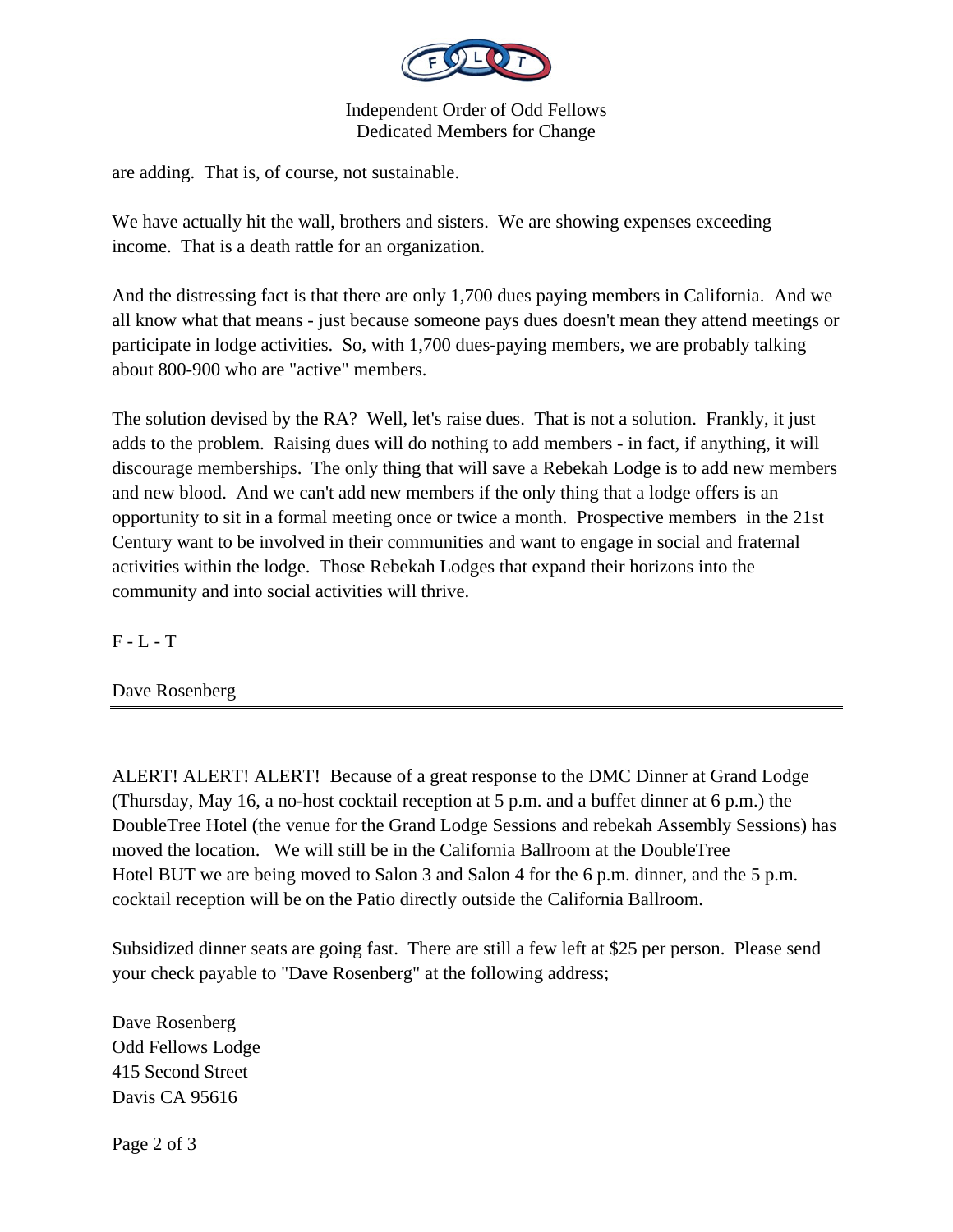are adding. That is, of course, not sustainable.

We have actually hit the wall, brothers and sisters. We are showing expenses exceeding income. That is a death rattle for an organization.

And the distressing fact is that there are only 1,700 dues paying members in California. And we all know what that means - just because someone pays dues doesn't mean they attend meetings or participate in lodge activities. So, with 1,700 dues-paying members, we are probably talking about 800-900 who are "active" members.

The solution devised by the RA? Well, let's raise dues. That is not a solution. Frankly, it just adds to the problem. Raising dues will do nothing to add members - in fact, if anything, it will discourage memberships. The only thing that will save a Rebekah Lodge is to add new members and new blood. And we can't add new members if the only thing that a lodge offers is an opportunity to sit in a formal meeting once or twice a month. Prospective members in the 21st Century want to be involved in their communities and want to engage in social and fraternal activities within the lodge. Those Rebekah Lodges that expand their horizons into the community and into social activities will thrive.

F - L - T

Dave Rosenberg

---

ALERT! ALERT! ALERT! Because of a great response to the DMC Dinner at Grand Lodge (Thursday, May 16, a no-host cocktail reception at 5 p.m. and a buffet dinner at 6 p.m.) the DoubleTree Hotel (the venue for the Grand Lodge Sessions and rebekah Assembly Sessions) has moved the location. We will still be in the California Ballroom at the DoubleTree Hotel BUT we are being moved to Salon 3 and Salon 4 for the 6 p.m. dinner, and the 5 p.m. cocktail reception will be on the Patio directly outside the California Ballroom.

Subsidized dinner seats are going fast. There are still a few left at $25 per person. Please send your check payable to "Dave Rosenberg" at the following address;

Dave Rosenberg  
Odd Fellows Lodge  
415 Second Street  
Davis CA 95616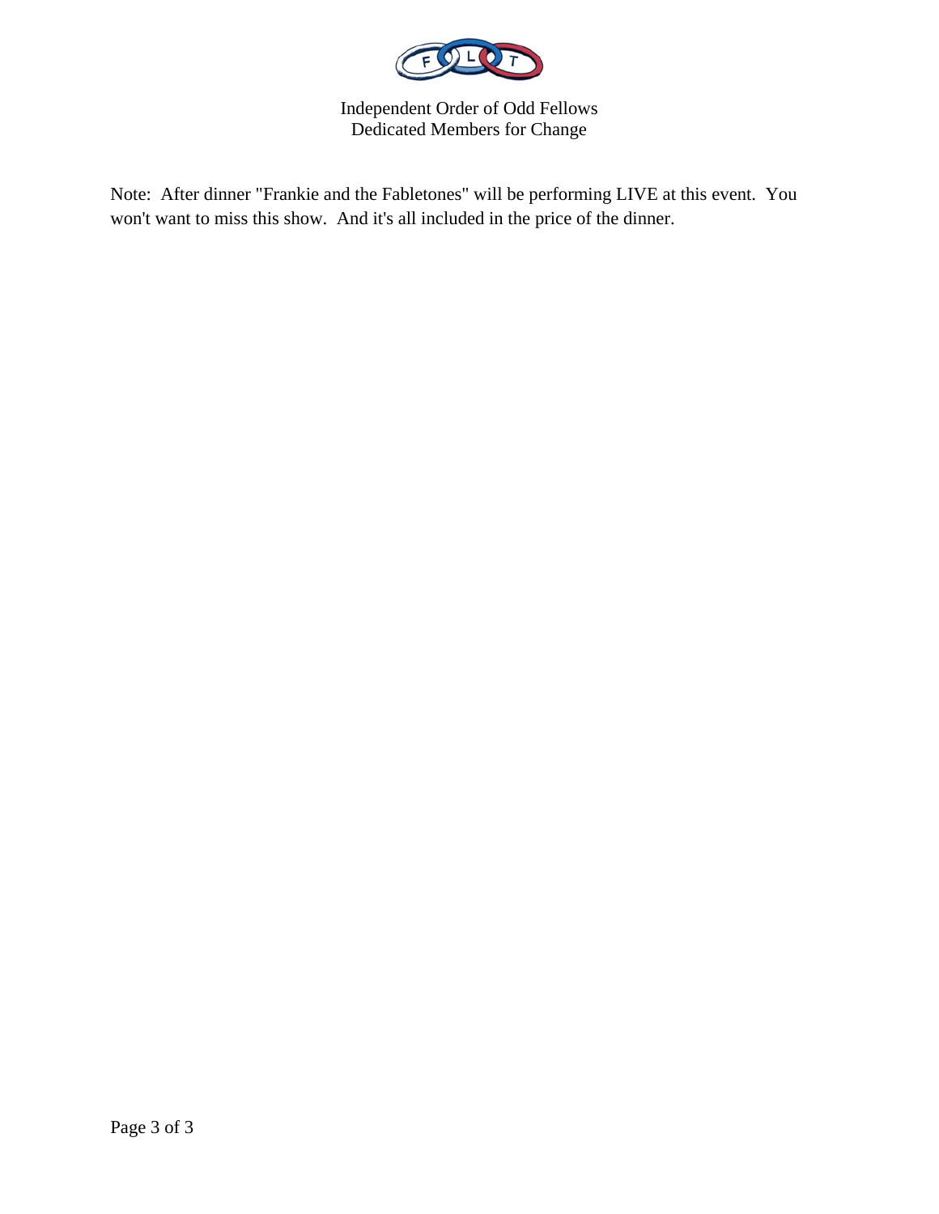Independent Order of Odd Fellows
Dedicated Members for Change

Note: After dinner "Frankie and the Fabletones" will be performing LIVE at this event. You won't want to miss this show. And it's all included in the price of the dinner.